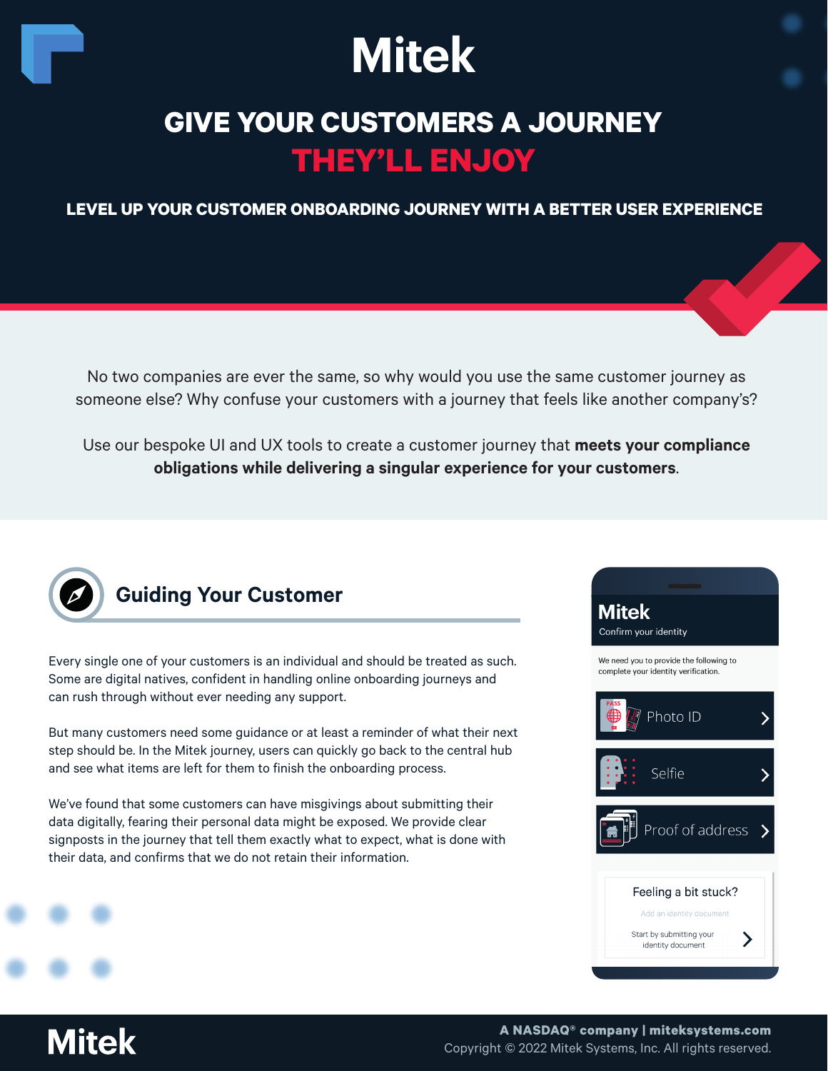# Mitek

## GIVE YOUR CUSTOMERS A JOURNEY THEY'LL ENJOY

### LEVEL UP YOUR CUSTOMER ONBOARDING JOURNEY WITH A BETTER USER EXPERIENCE

No two companies are ever the same, so why would you use the same customer journey as someone else? Why confuse your customers with a journey that feels like another company's?

Use our bespoke UI and UX tools to create a customer journey that **meets your compliance obligations while delivering a singular experience for your customers**.

## Guiding Your Customer

Every single one of your customers is an individual and should be treated as such. Some are digital natives, confident in handling online onboarding journeys and can rush through without ever needing any support.

But many customers need some guidance or at least a reminder of what their next step should be. In the Mitek journey, users can quickly go back to the central hub and see what items are left for them to finish the onboarding process.

We've found that some customers can have misgivings about submitting their data digitally, fearing their personal data might be exposed. We provide clear signposts in the journey that tell them exactly what to expect, what is done with their data, and confirms that we do not retain their information.

**Mitek**

Confirm your identity

We need you to provide the following to complete your identity verification.

- Photo ID
- Selfie
- Proof of address

Feeling a bit stuck?

Add an identity document

Start by submitting your identity document

A NASDAQ® company | miteksystems.com
Copyright © 2022 Mitek Systems, Inc. All rights reserved.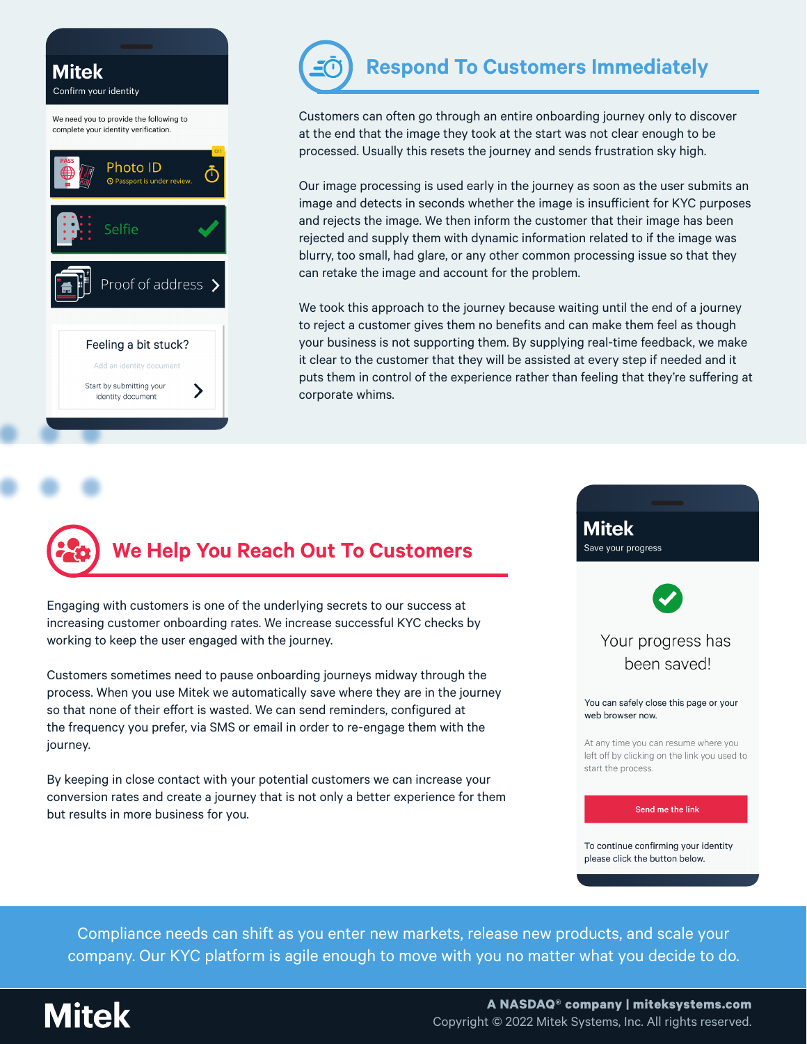## Respond To Customers Immediately

Customers can often go through an entire onboarding journey only to discover at the end that the image they took at the start was not clear enough to be processed. Usually this resets the journey and sends frustration sky high.

Our image processing is used early in the journey as soon as the user submits an image and detects in seconds whether the image is insufficient for KYC purposes and rejects the image. We then inform the customer that their image has been rejected and supply them with dynamic information related to if the image was blurry, too small, had glare, or any other common processing issue so that they can retake the image and account for the problem.

We took this approach to the journey because waiting until the end of a journey to reject a customer gives them no benefits and can make them feel as though your business is not supporting them. By supplying real-time feedback, we make it clear to the customer that they will be assisted at every step if needed and it puts them in control of the experience rather than feeling that they're suffering at corporate whims.

Mitek
Confirm your identity

We need you to provide the following to complete your identity verification.

Photo ID
Passport is under review.

Selfie

Proof of address

Feeling a bit stuck?
Add an identity document
Start by submitting your identity document

## We Help You Reach Out To Customers

Engaging with customers is one of the underlying secrets to our success at increasing customer onboarding rates. We increase successful KYC checks by working to keep the user engaged with the journey.

Customers sometimes need to pause onboarding journeys midway through the process. When you use Mitek we automatically save where they are in the journey so that none of their effort is wasted. We can send reminders, configured at the frequency you prefer, via SMS or email in order to re-engage them with the journey.

By keeping in close contact with your potential customers we can increase your conversion rates and create a journey that is not only a better experience for them but results in more business for you.

Mitek
Save your progress

Your progress has been saved!

You can safely close this page or your web browser now.

At any time you can resume where you left off by clicking on the link you used to start the process.

Send me the link

To continue confirming your identity please click the button below.

Compliance needs can shift as you enter new markets, release new products, and scale your company. Our KYC platform is agile enough to move with you no matter what you decide to do.

Mitek

**A NASDAQ® company | miteksystems.com**
Copyright © 2022 Mitek Systems, Inc. All rights reserved.